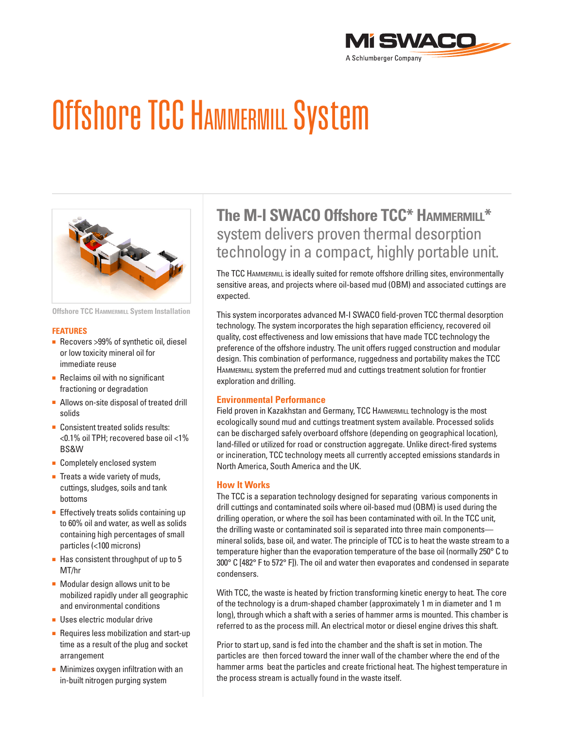MI SWACO
A Schlumberger Company

# Offshore TCC Hammermill System

Offshore TCC Hammermill System Installation

**FEATURES**

- Recovers >99% of synthetic oil, diesel or low toxicity mineral oil for immediate reuse
- Reclaims oil with no significant fractioning or degradation
- Allows on-site disposal of treated drill solids
- Consistent treated solids results: <0.1% oil TPH; recovered base oil <1% BS&W
- Completely enclosed system
- Treats a wide variety of muds, cuttings, sludges, soils and tank bottoms
- Effectively treats solids containing up to 60% oil and water, as well as solids containing high percentages of small particles (<100 microns)
- Has consistent throughput of up to 5 MT/hr
- Modular design allows unit to be mobilized rapidly under all geographic and environmental conditions
- Uses electric modular drive
- Requires less mobilization and start-up time as a result of the plug and socket arrangement
- Minimizes oxygen infiltration with an in-built nitrogen purging system

## The M-I SWACO Offshore TCC* Hammermill* system delivers proven thermal desorption technology in a compact, highly portable unit.

The TCC Hammermill is ideally suited for remote offshore drilling sites, environmentally sensitive areas, and projects where oil-based mud (OBM) and associated cuttings are expected.

This system incorporates advanced M-I SWACO field-proven TCC thermal desorption technology. The system incorporates the high separation efficiency, recovered oil quality, cost effectiveness and low emissions that have made TCC technology the preference of the offshore industry. The unit offers rugged construction and modular design. This combination of performance, ruggedness and portability makes the TCC Hammermill system the preferred mud and cuttings treatment solution for frontier exploration and drilling.

### Environmental Performance

Field proven in Kazakhstan and Germany, TCC Hammermill technology is the most ecologically sound mud and cuttings treatment system available. Processed solids can be discharged safely overboard offshore (depending on geographical location), land-filled or utilized for road or construction aggregate. Unlike direct-fired systems or incineration, TCC technology meets all currently accepted emissions standards in North America, South America and the UK.

### How It Works

The TCC is a separation technology designed for separating various components in drill cuttings and contaminated soils where oil-based mud (OBM) is used during the drilling operation, or where the soil has been contaminated with oil. In the TCC unit, the drilling waste or contaminated soil is separated into three main components—mineral solids, base oil, and water. The principle of TCC is to heat the waste stream to a temperature higher than the evaporation temperature of the base oil (normally 250° C to 300° C [482° F to 572° F]). The oil and water then evaporates and condensed in separate condensers.

With TCC, the waste is heated by friction transforming kinetic energy to heat. The core of the technology is a drum-shaped chamber (approximately 1 m in diameter and 1 m long), through which a shaft with a series of hammer arms is mounted. This chamber is referred to as the process mill. An electrical motor or diesel engine drives this shaft.

Prior to start up, sand is fed into the chamber and the shaft is set in motion. The particles are then forced toward the inner wall of the chamber where the end of the hammer arms beat the particles and create frictional heat. The highest temperature in the process stream is actually found in the waste itself.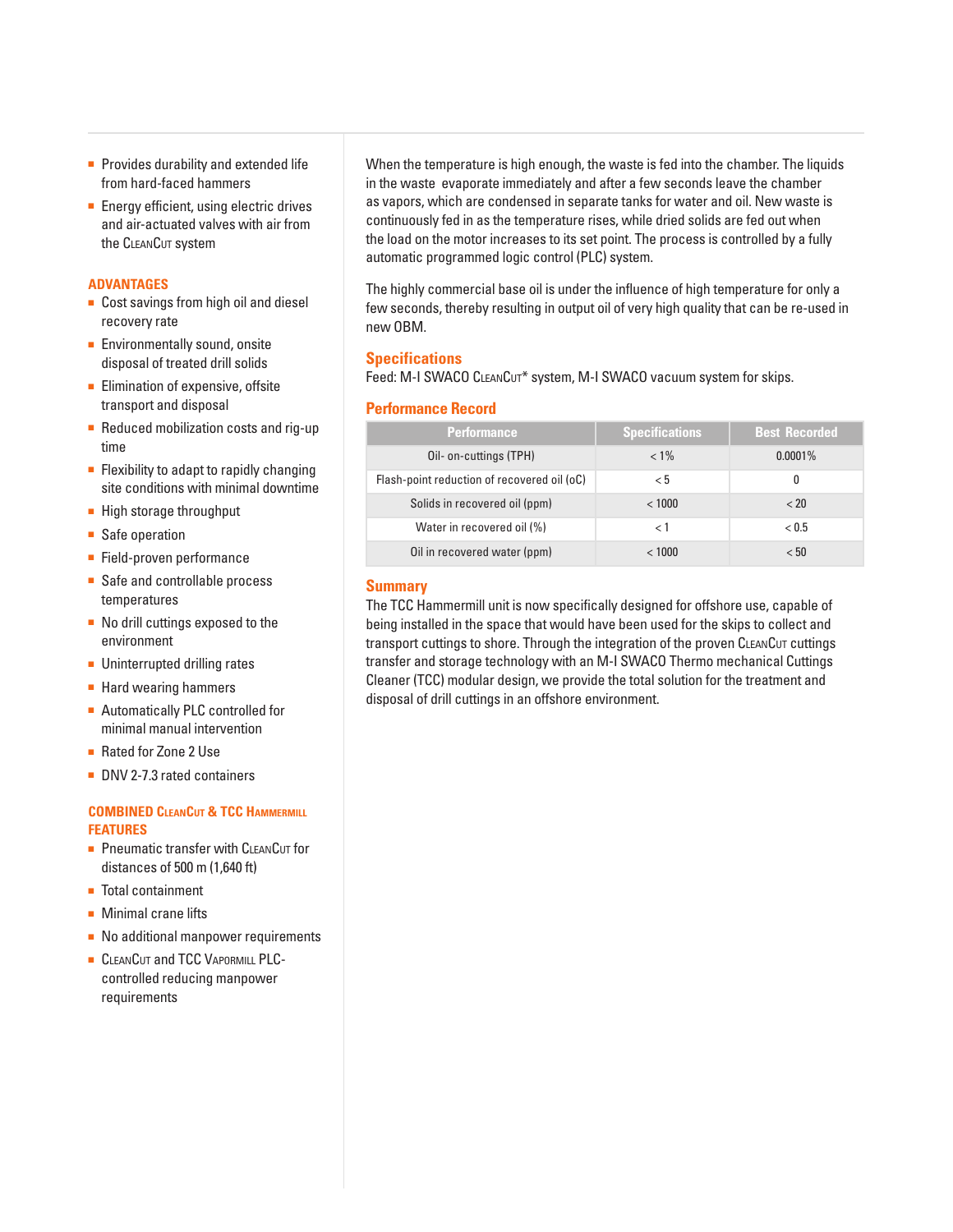- Provides durability and extended life from hard-faced hammers
- Energy efficient, using electric drives and air-actuated valves with air from the CleanCut system

## ADVANTAGES

- Cost savings from high oil and diesel recovery rate
- Environmentally sound, onsite disposal of treated drill solids
- Elimination of expensive, offsite transport and disposal
- Reduced mobilization costs and rig-up time
- Flexibility to adapt to rapidly changing site conditions with minimal downtime
- High storage throughput
- Safe operation
- Field-proven performance
- Safe and controllable process temperatures
- No drill cuttings exposed to the environment
- Uninterrupted drilling rates
- Hard wearing hammers
- Automatically PLC controlled for minimal manual intervention
- Rated for Zone 2 Use
- DNV 2-7.3 rated containers

## COMBINED CleanCut & TCC Hammermill FEATURES

- Pneumatic transfer with CleanCut for distances of 500 m (1,640 ft)
- Total containment
- Minimal crane lifts
- No additional manpower requirements
- CleanCut and TCC Vapormill PLC-controlled reducing manpower requirements

When the temperature is high enough, the waste is fed into the chamber. The liquids in the waste evaporate immediately and after a few seconds leave the chamber as vapors, which are condensed in separate tanks for water and oil. New waste is continuously fed in as the temperature rises, while dried solids are fed out when the load on the motor increases to its set point. The process is controlled by a fully automatic programmed logic control (PLC) system.

The highly commercial base oil is under the influence of high temperature for only a few seconds, thereby resulting in output oil of very high quality that can be re-used in new OBM.

## Specifications

Feed: M-I SWACO CleanCut* system, M-I SWACO vacuum system for skips.

## Performance Record

| Performance | Specifications | Best Recorded |
| --- | --- | --- |
| Oil- on-cuttings (TPH) | < 1% | 0.0001% |
| Flash-point reduction of recovered oil (oC) | < 5 | 0 |
| Solids in recovered oil (ppm) | < 1000 | < 20 |
| Water in recovered oil (%) | < 1 | < 0.5 |
| Oil in recovered water (ppm) | < 1000 | < 50 |

## Summary

The TCC Hammermill unit is now specifically designed for offshore use, capable of being installed in the space that would have been used for the skips to collect and transport cuttings to shore. Through the integration of the proven CleanCut cuttings transfer and storage technology with an M-I SWACO Thermo mechanical Cuttings Cleaner (TCC) modular design, we provide the total solution for the treatment and disposal of drill cuttings in an offshore environment.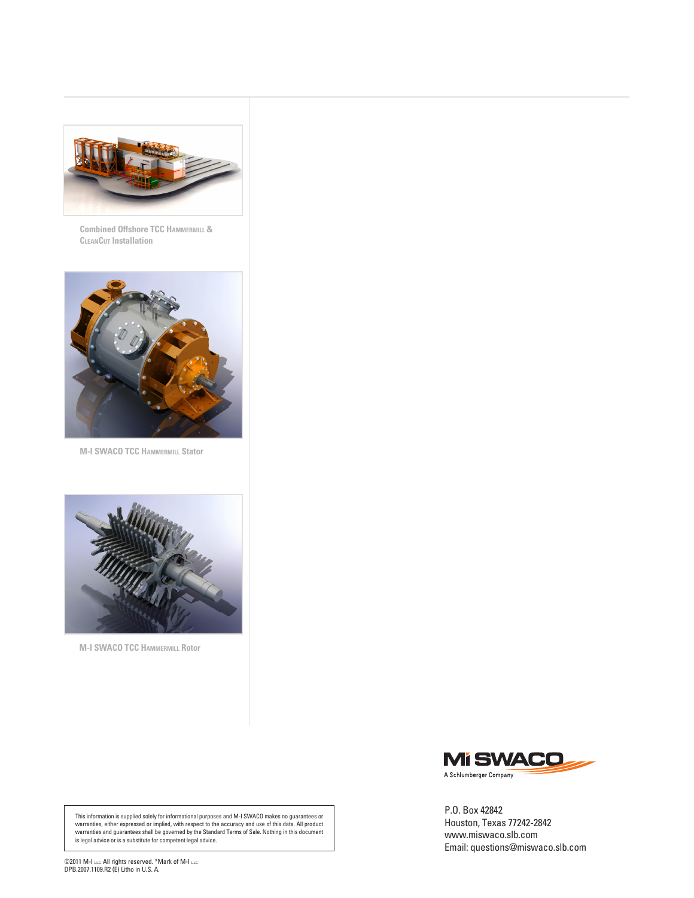Combined Offshore TCC HAMMERMILL & CLEANCUT Installation

M-I SWACO TCC HAMMERMILL Stator

M-I SWACO TCC HAMMERMILL Rotor

This information is supplied solely for informational purposes and M-I SWACO makes no guarantees or warranties, either expressed or implied, with respect to the accuracy and use of this data. All product warranties and guarantees shall be governed by the Standard Terms of Sale. Nothing in this document is legal advice or is a substitute for competent legal advice.

©2011 M-I LLC All rights reserved. *Mark of M-I LLC
DPB.2007.1109.R2 (E) Litho in U.S. A.

MI SWACO
A Schlumberger Company

P.O. Box 42842
Houston, Texas 77242-2842
www.miswaco.slb.com
Email: questions@miswaco.slb.com